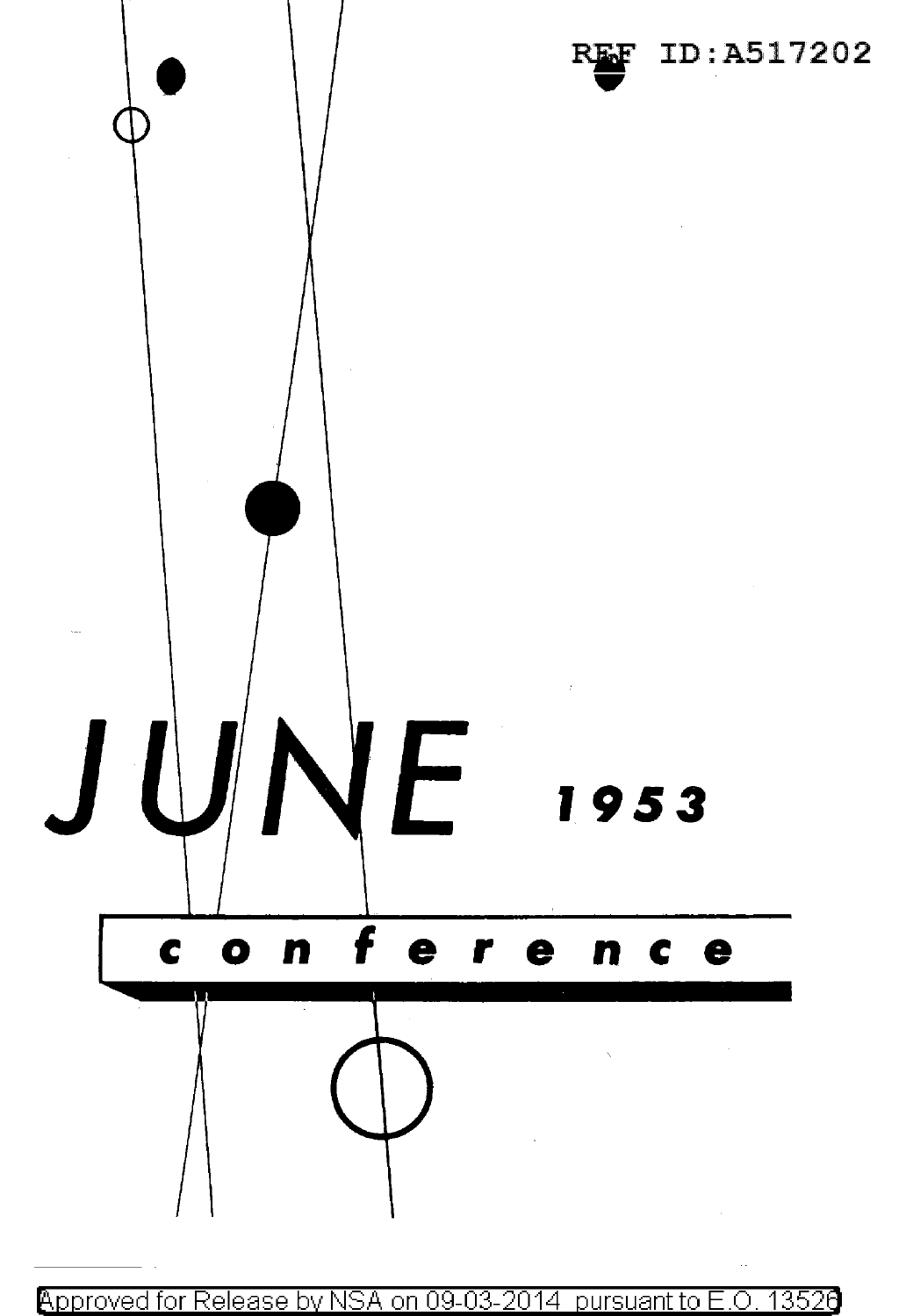# JUNE 1953

## conference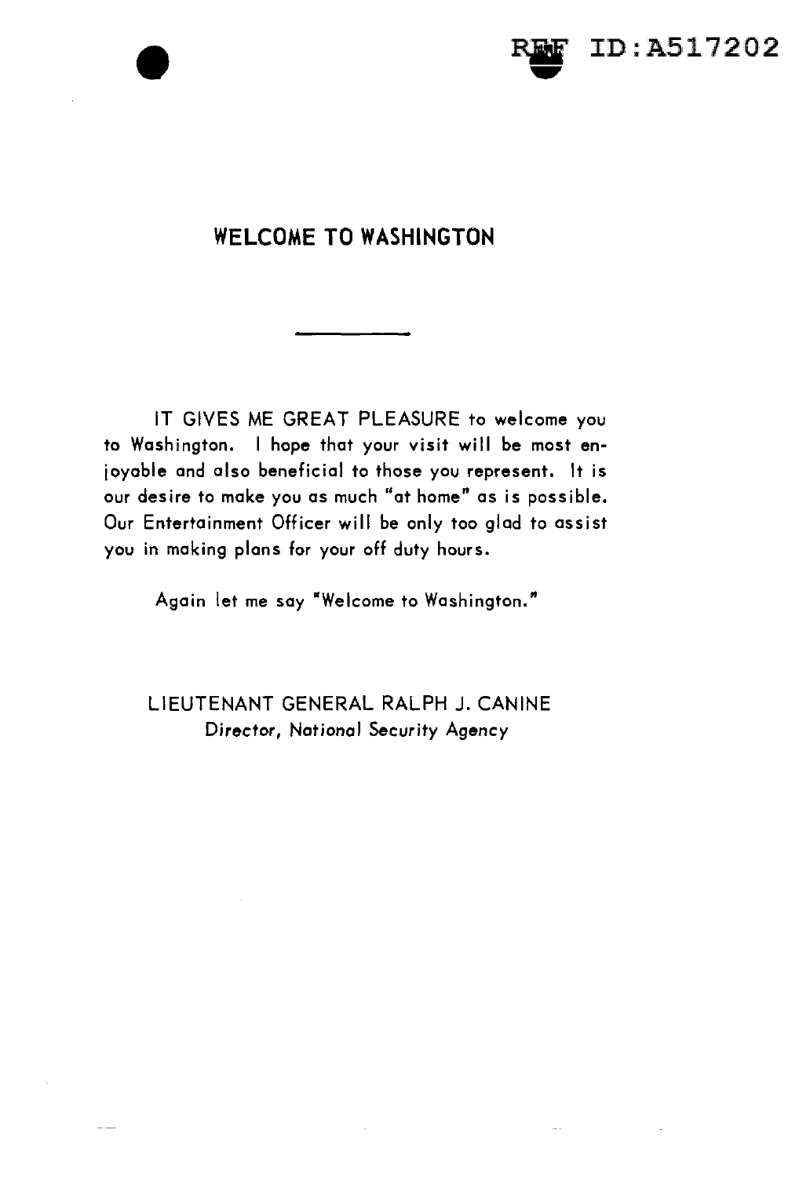# WELCOME TO WASHINGTON

---

IT GIVES ME GREAT PLEASURE to welcome you to Washington. I hope that your visit will be most enjoyable and also beneficial to those you represent. It is our desire to make you as much "at home" as is possible. Our Entertainment Officer will be only too glad to assist you in making plans for your off duty hours.

Again let me say "Welcome to Washington."

LIEUTENANT GENERAL RALPH J. CANINE
*Director, National Security Agency*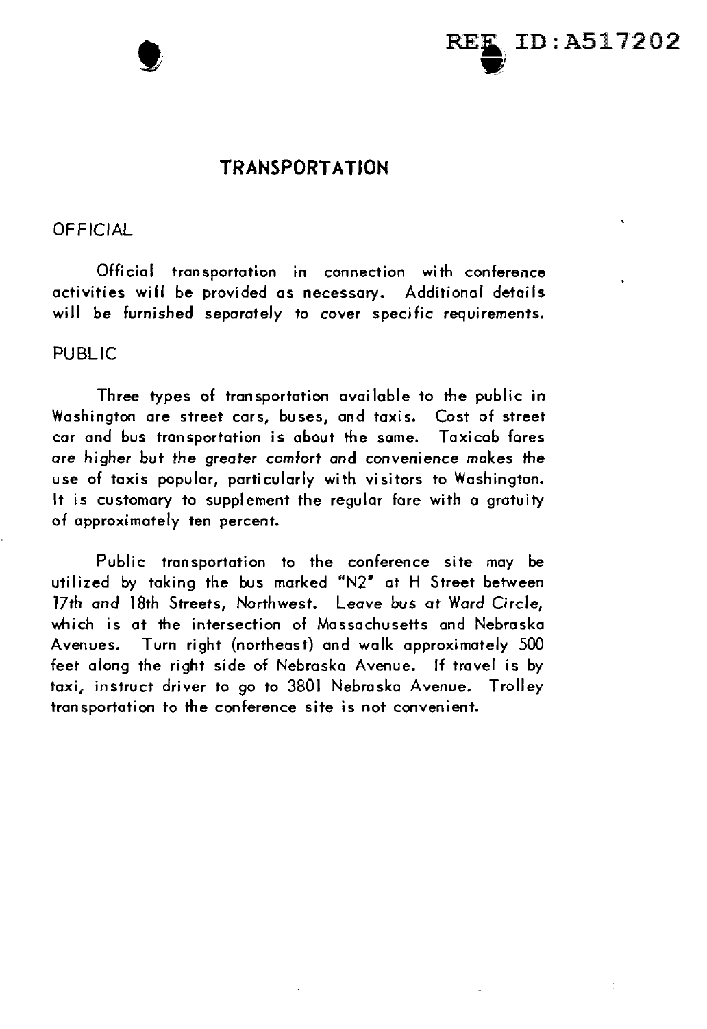# TRANSPORTATION

## OFFICIAL

Official transportation in connection with conference activities will be provided as necessary. Additional details will be furnished separately to cover specific requirements.

## PUBLIC

Three types of transportation available to the public in Washington are street cars, buses, and taxis. Cost of street car and bus transportation is about the same. Taxicab fares are higher but the greater comfort and convenience makes the use of taxis popular, particularly with visitors to Washington. It is customary to supplement the regular fare with a gratuity of approximately ten percent.

Public transportation to the conference site may be utilized by taking the bus marked "N2" at H Street between 17th and 18th Streets, Northwest. Leave bus at Ward Circle, which is at the intersection of Massachusetts and Nebraska Avenues. Turn right (northeast) and walk approximately 500 feet along the right side of Nebraska Avenue. If travel is by taxi, instruct driver to go to 3801 Nebraska Avenue. Trolley transportation to the conference site is not convenient.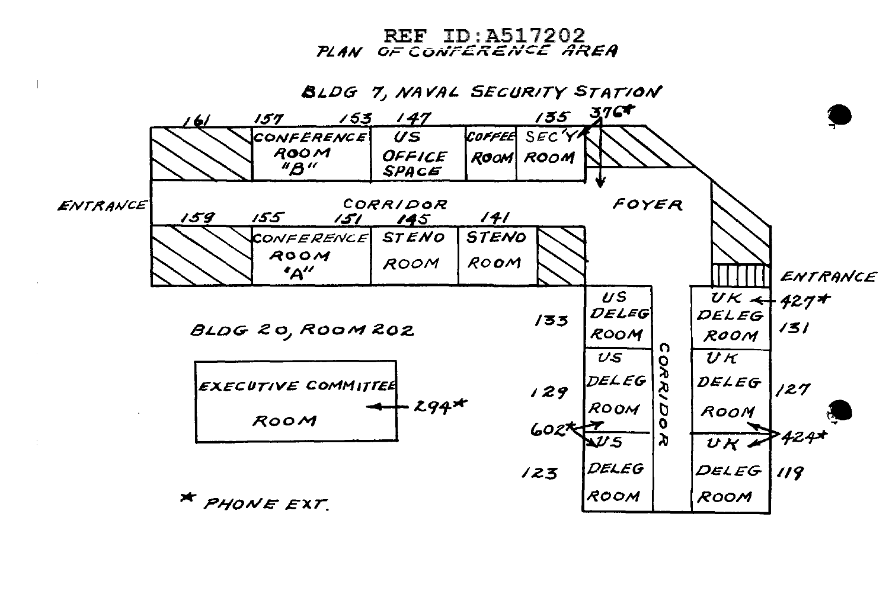REF ID:A517202

# PLAN OF CONFERENCE AREA

## BLDG 7, NAVAL SECURITY STATION

161 | 157 CONFERENCE ROOM "B" | 153 | 147 US OFFICE SPACE | COFFEE ROOM | 135 SEC'Y ROOM | 376*

ENTRANCE — CORRIDOR — FOYER

159 | 155 CONFERENCE ROOM "A" | 151 | 145 STENO ROOM | 141 STENO ROOM

ENTRANCE

133 US DELEG ROOM | CORRIDOR | UK DELEG ROOM ← 427* 131

129 US DELEG ROOM | | UK DELEG ROOM 127

602* | | 424*

123 US DELEG ROOM | | UK DELEG ROOM 119

## BLDG 20, ROOM 202

EXECUTIVE COMMITTEE ROOM ← 294*

\* PHONE EXT.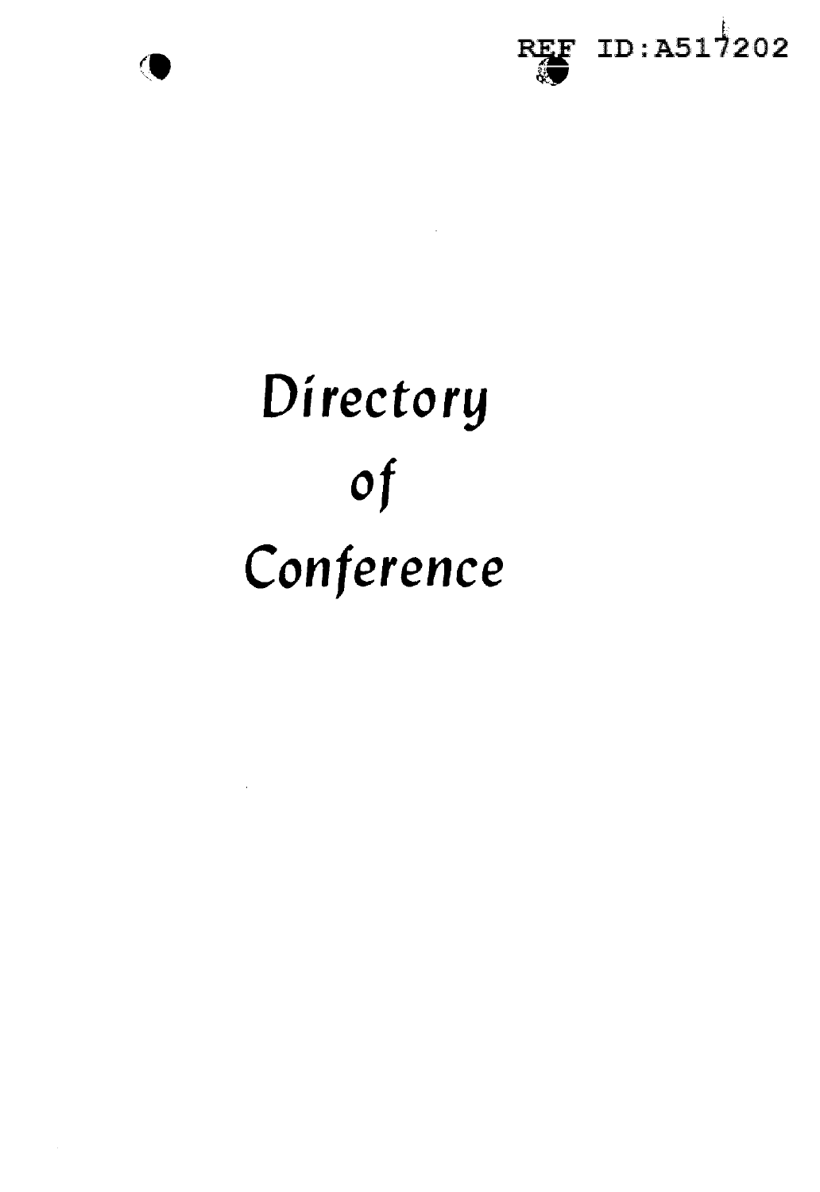REF ID:A517202

# Directory of Conference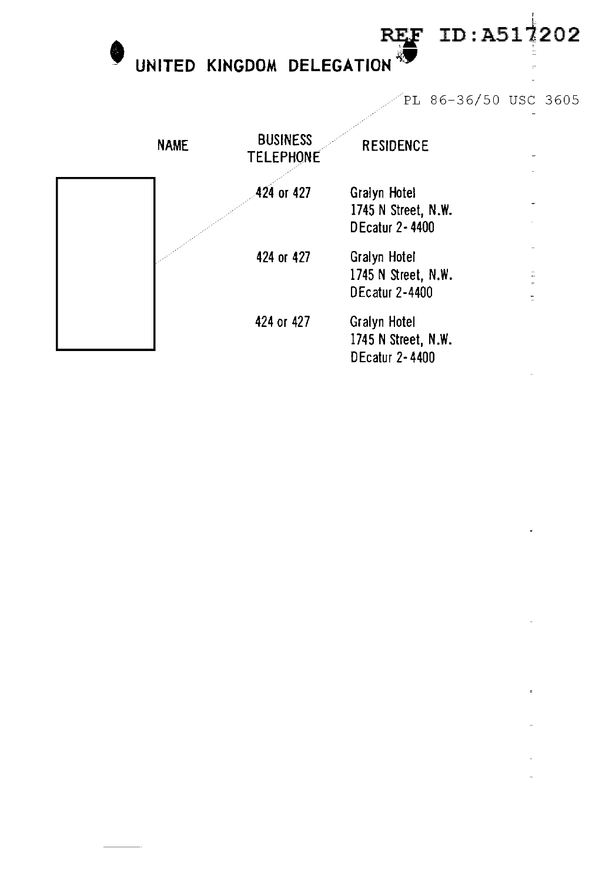REF ID:A517202

# UNITED KINGDOM DELEGATION

PL 86-36/50 USC 3605

| NAME | BUSINESS TELEPHONE | RESIDENCE |
|---|---|---|
| | 424 or 427 | Gralyn Hotel<br>1745 N Street, N.W.<br>DEcatur 2-4400 |
| | 424 or 427 | Gralyn Hotel<br>1745 N Street, N.W.<br>DEcatur 2-4400 |
| | 424 or 427 | Gralyn Hotel<br>1745 N Street, N.W.<br>DEcatur 2-4400 |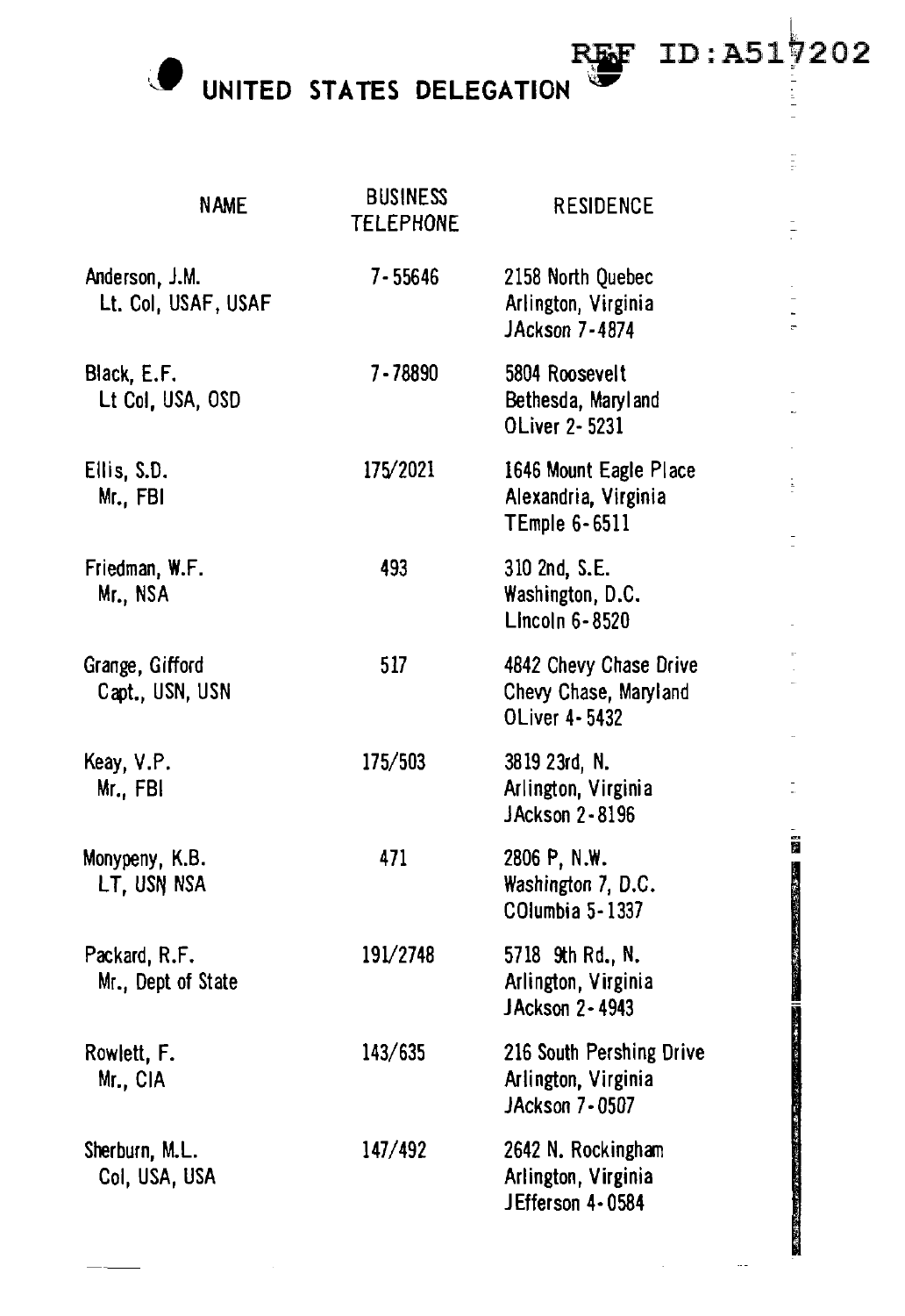REF ID:A517202

# UNITED STATES DELEGATION

| NAME | BUSINESS TELEPHONE | RESIDENCE |
|---|---|---|
| Anderson, J.M.<br>Lt. Col, USAF, USAF | 7-55646 | 2158 North Quebec<br>Arlington, Virginia<br>JAckson 7-4874 |
| Black, E.F.<br>Lt Col, USA, OSD | 7-78890 | 5804 Roosevelt<br>Bethesda, Maryland<br>OLiver 2-5231 |
| Ellis, S.D.<br>Mr., FBI | 175/2021 | 1646 Mount Eagle Place<br>Alexandria, Virginia<br>TEmple 6-6511 |
| Friedman, W.F.<br>Mr., NSA | 493 | 310 2nd, S.E.<br>Washington, D.C.<br>LIncoln 6-8520 |
| Grange, Gifford<br>Capt., USN, USN | 517 | 4842 Chevy Chase Drive<br>Chevy Chase, Maryland<br>OLiver 4-5432 |
| Keay, V.P.<br>Mr., FBI | 175/503 | 3819 23rd, N.<br>Arlington, Virginia<br>JAckson 2-8196 |
| Monypeny, K.B.<br>LT, USN NSA | 471 | 2806 P, N.W.<br>Washington 7, D.C.<br>COlumbia 5-1337 |
| Packard, R.F.<br>Mr., Dept of State | 191/2748 | 5718 9th Rd., N.<br>Arlington, Virginia<br>JAckson 2-4943 |
| Rowlett, F.<br>Mr., CIA | 143/635 | 216 South Pershing Drive<br>Arlington, Virginia<br>JAckson 7-0507 |
| Sherburn, M.L.<br>Col, USA, USA | 147/492 | 2642 N. Rockingham<br>Arlington, Virginia<br>JEfferson 4-0584 |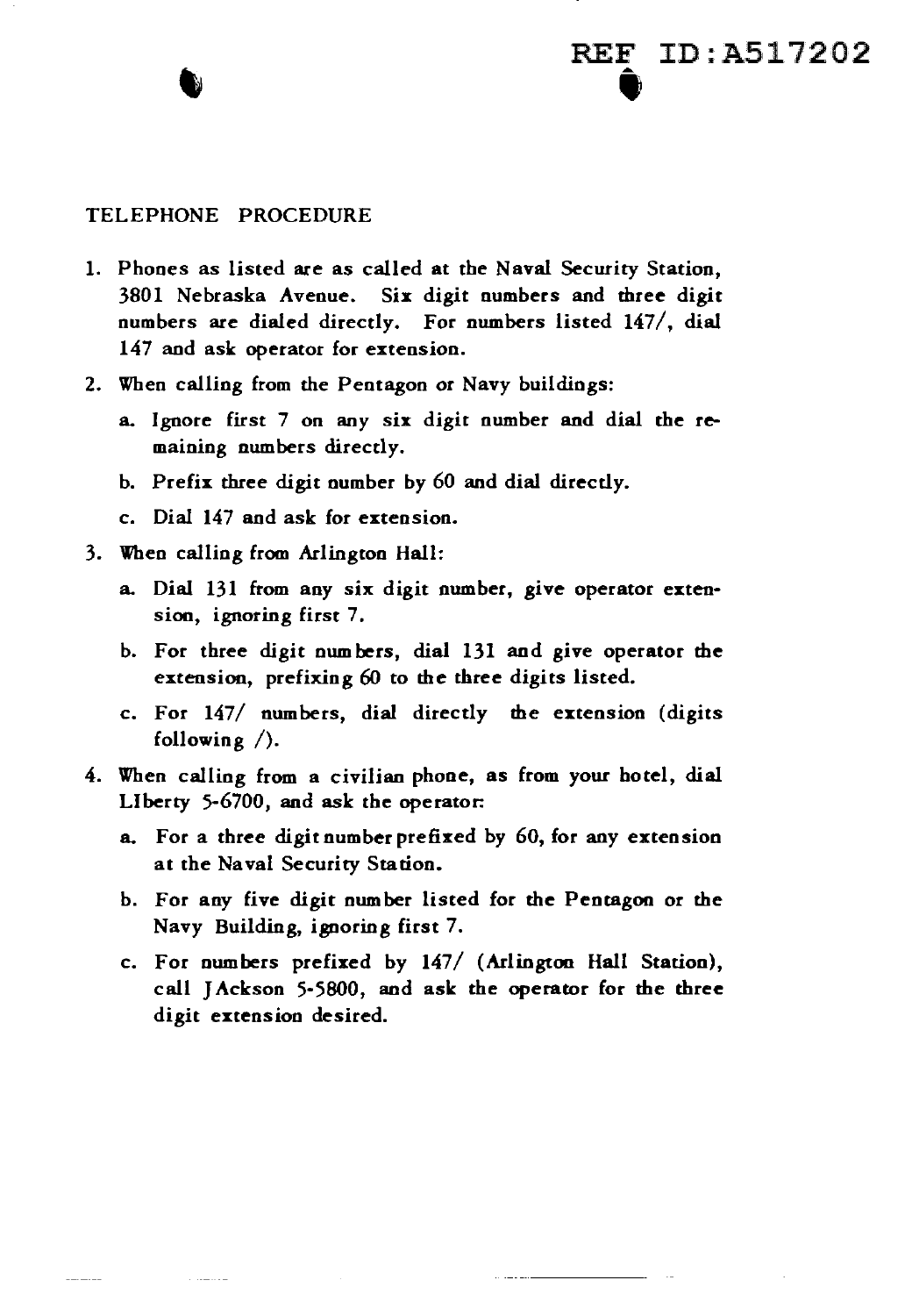## TELEPHONE PROCEDURE

1. Phones as listed are as called at the Naval Security Station, 3801 Nebraska Avenue. Six digit numbers and three digit numbers are dialed directly. For numbers listed 147/, dial 147 and ask operator for extension.

2. When calling from the Pentagon or Navy buildings:

   a. Ignore first 7 on any six digit number and dial the remaining numbers directly.

   b. Prefix three digit number by 60 and dial directly.

   c. Dial 147 and ask for extension.

3. When calling from Arlington Hall:

   a. Dial 131 from any six digit number, give operator extension, ignoring first 7.

   b. For three digit numbers, dial 131 and give operator the extension, prefixing 60 to the three digits listed.

   c. For 147/ numbers, dial directly the extension (digits following /).

4. When calling from a civilian phone, as from your hotel, dial LIberty 5-6700, and ask the operator:

   a. For a three digit number prefixed by 60, for any extension at the Naval Security Station.

   b. For any five digit number listed for the Pentagon or the Navy Building, ignoring first 7.

   c. For numbers prefixed by 147/ (Arlington Hall Station), call JAckson 5-5800, and ask the operator for the three digit extension desired.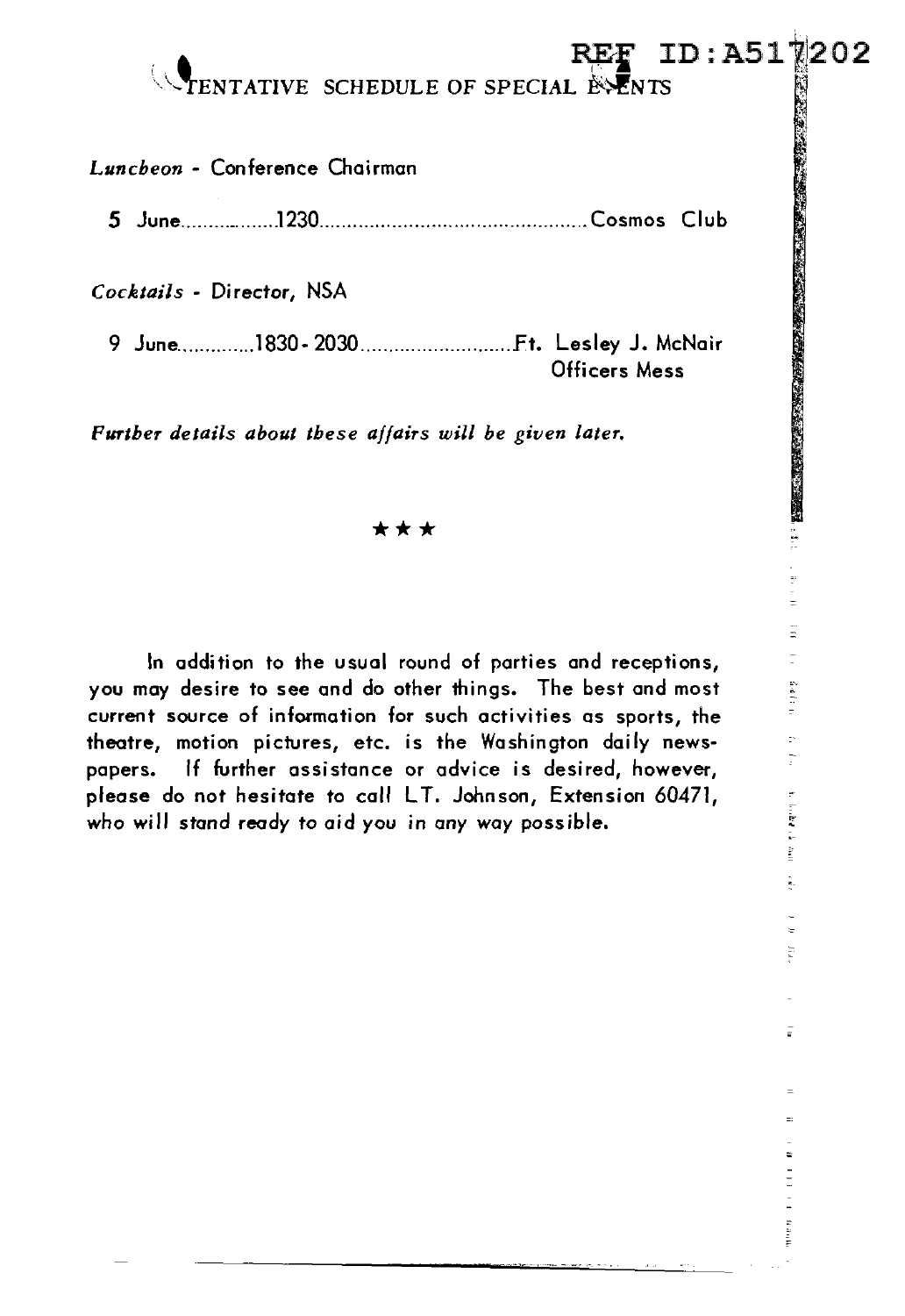# TENTATIVE SCHEDULE OF SPECIAL EVENTS

*Luncheon* - Conference Chairman

5 June..................1230..................................................Cosmos Club

*Cocktails* - Director, NSA

9 June.............1830 - 2030............................Ft. Lesley J. McNair
Officers Mess

*Further details about these affairs will be given later.*

★★★

In addition to the usual round of parties and receptions, you may desire to see and do other things. The best and most current source of information for such activities as sports, the theatre, motion pictures, etc. is the Washington daily newspapers. If further assistance or advice is desired, however, please do not hesitate to call LT. Johnson, Extension 60471, who will stand ready to aid you in any way possible.